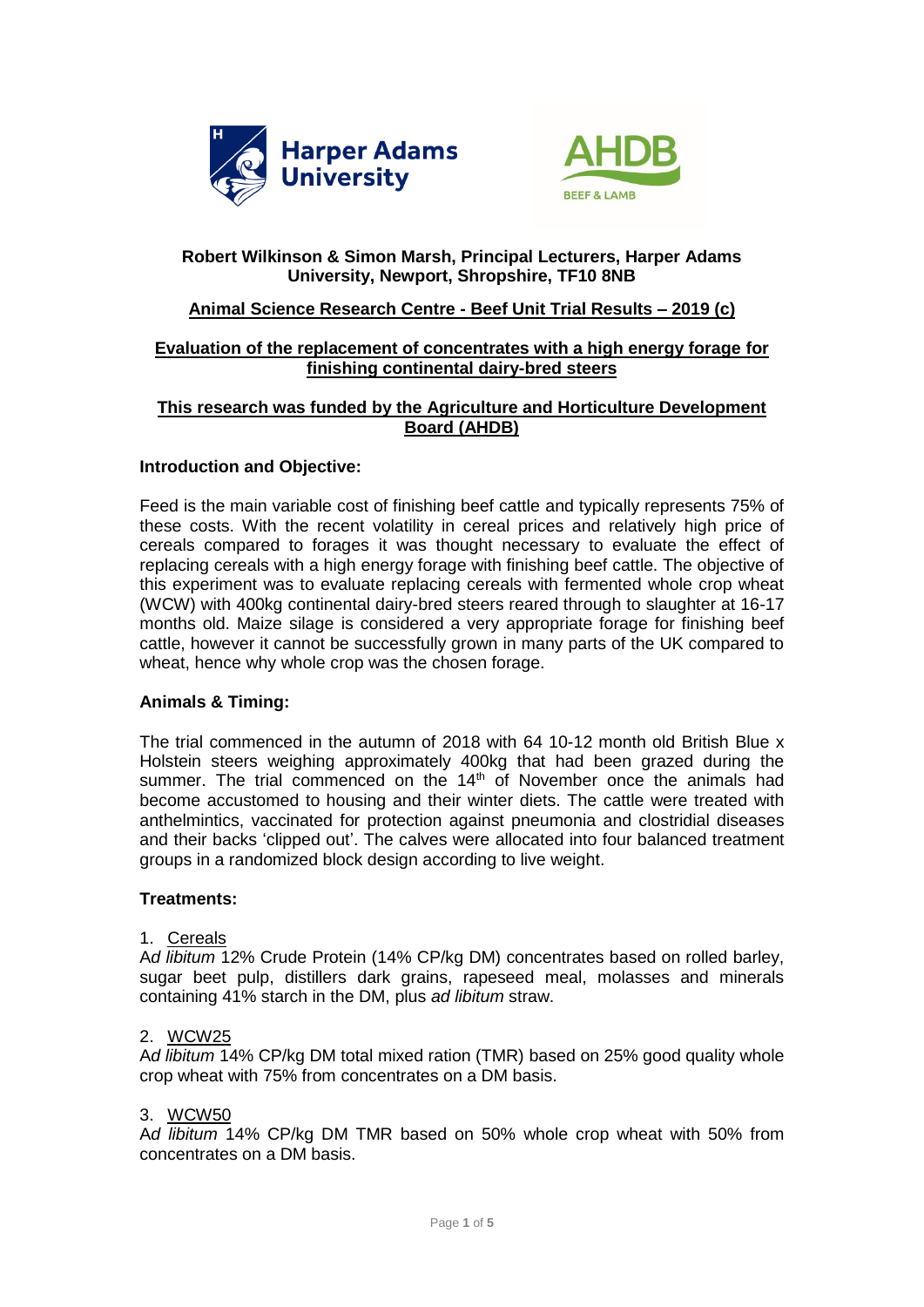**Robert Wilkinson & Simon Marsh, Principal Lecturers, Harper Adams University, Newport, Shropshire, TF10 8NB**

**Animal Science Research Centre - Beef Unit Trial Results – 2019 (c)**

**Evaluation of the replacement of concentrates with a high energy forage for finishing continental dairy-bred steers**

**This research was funded by the Agriculture and Horticulture Development Board (AHDB)**

### Introduction and Objective:

Feed is the main variable cost of finishing beef cattle and typically represents 75% of these costs. With the recent volatility in cereal prices and relatively high price of cereals compared to forages it was thought necessary to evaluate the effect of replacing cereals with a high energy forage with finishing beef cattle. The objective of this experiment was to evaluate replacing cereals with fermented whole crop wheat (WCW) with 400kg continental dairy-bred steers reared through to slaughter at 16-17 months old. Maize silage is considered a very appropriate forage for finishing beef cattle, however it cannot be successfully grown in many parts of the UK compared to wheat, hence why whole crop was the chosen forage.

### Animals & Timing:

The trial commenced in the autumn of 2018 with 64 10-12 month old British Blue x Holstein steers weighing approximately 400kg that had been grazed during the summer. The trial commenced on the 14th of November once the animals had become accustomed to housing and their winter diets. The cattle were treated with anthelmintics, vaccinated for protection against pneumonia and clostridial diseases and their backs 'clipped out'. The calves were allocated into four balanced treatment groups in a randomized block design according to live weight.

### Treatments:

1. Cereals
Ad *libitum* 12% Crude Protein (14% CP/kg DM) concentrates based on rolled barley, sugar beet pulp, distillers dark grains, rapeseed meal, molasses and minerals containing 41% starch in the DM, plus *ad libitum* straw.

2. WCW25
Ad *libitum* 14% CP/kg DM total mixed ration (TMR) based on 25% good quality whole crop wheat with 75% from concentrates on a DM basis.

3. WCW50
Ad *libitum* 14% CP/kg DM TMR based on 50% whole crop wheat with 50% from concentrates on a DM basis.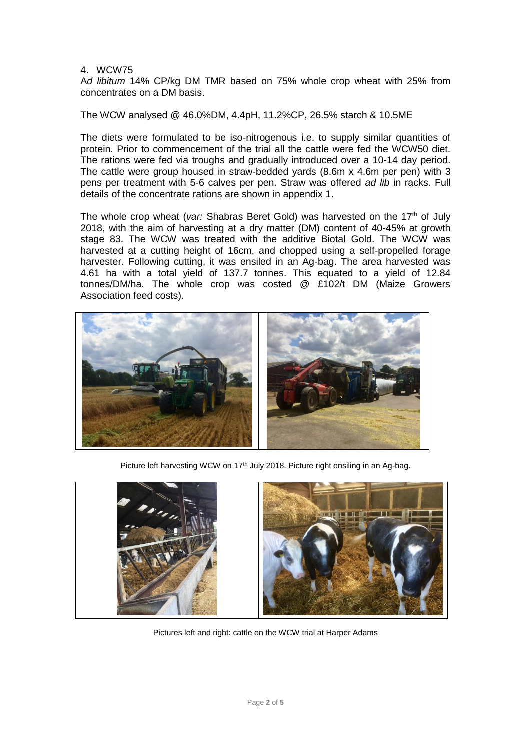4. <u>WCW75</u>

A*d libitum* 14% CP/kg DM TMR based on 75% whole crop wheat with 25% from concentrates on a DM basis.

The WCW analysed @ 46.0%DM, 4.4pH, 11.2%CP, 26.5% starch & 10.5ME

The diets were formulated to be iso-nitrogenous i.e. to supply similar quantities of protein. Prior to commencement of the trial all the cattle were fed the WCW50 diet. The rations were fed via troughs and gradually introduced over a 10-14 day period. The cattle were group housed in straw-bedded yards (8.6m x 4.6m per pen) with 3 pens per treatment with 5-6 calves per pen. Straw was offered *ad lib* in racks. Full details of the concentrate rations are shown in appendix 1.

The whole crop wheat (*var:* Shabras Beret Gold) was harvested on the 17th of July 2018, with the aim of harvesting at a dry matter (DM) content of 40-45% at growth stage 83. The WCW was treated with the additive Biotal Gold. The WCW was harvested at a cutting height of 16cm, and chopped using a self-propelled forage harvester. Following cutting, it was ensiled in an Ag-bag. The area harvested was 4.61 ha with a total yield of 137.7 tonnes. This equated to a yield of 12.84 tonnes/DM/ha. The whole crop was costed @ £102/t DM (Maize Growers Association feed costs).

Picture left harvesting WCW on 17th July 2018. Picture right ensiling in an Ag-bag.

Pictures left and right: cattle on the WCW trial at Harper Adams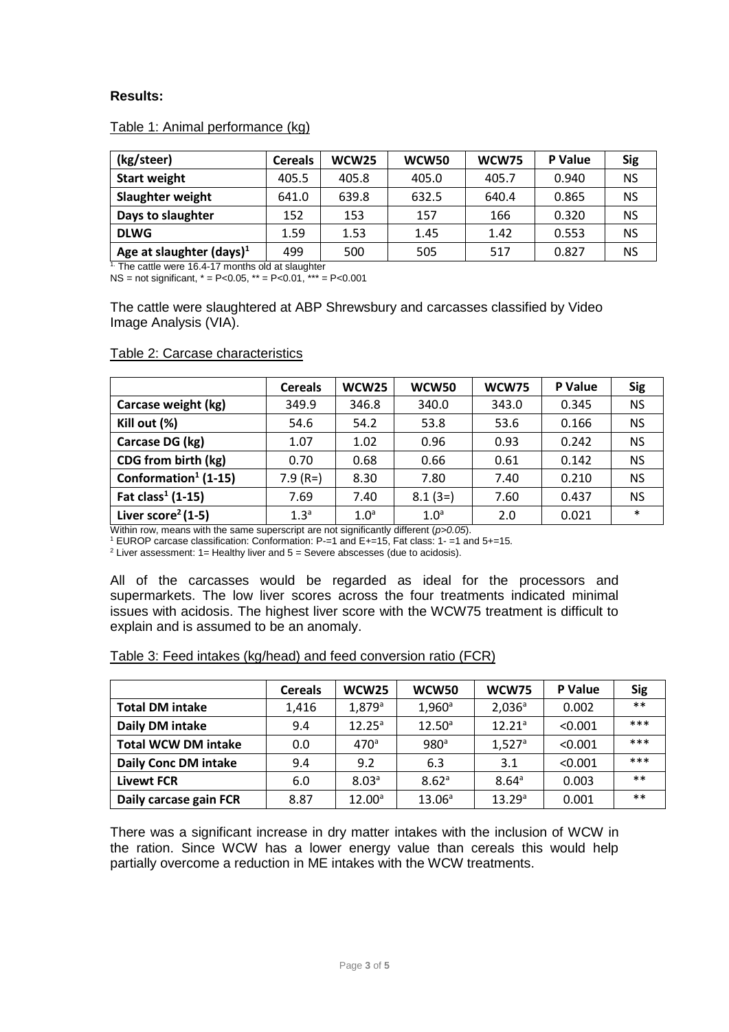**Results:**

Table 1: Animal performance (kg)

| (kg/steer) | Cereals | WCW25 | WCW50 | WCW75 | P Value | Sig |
|---|---|---|---|---|---|---|
| Start weight | 405.5 | 405.8 | 405.0 | 405.7 | 0.940 | NS |
| Slaughter weight | 641.0 | 639.8 | 632.5 | 640.4 | 0.865 | NS |
| Days to slaughter | 152 | 153 | 157 | 166 | 0.320 | NS |
| DLWG | 1.59 | 1.53 | 1.45 | 1.42 | 0.553 | NS |
| Age at slaughter (days)[1] | 499 | 500 | 505 | 517 | 0.827 | NS |

[1.] The cattle were 16.4-17 months old at slaughter

NS = not significant, * = P<0.05, ** = P<0.01, *** = P<0.001

The cattle were slaughtered at ABP Shrewsbury and carcasses classified by Video Image Analysis (VIA).

Table 2: Carcase characteristics

| | Cereals | WCW25 | WCW50 | WCW75 | P Value | Sig |
|---|---|---|---|---|---|---|
| Carcase weight (kg) | 349.9 | 346.8 | 340.0 | 343.0 | 0.345 | NS |
| Kill out (%) | 54.6 | 54.2 | 53.8 | 53.6 | 0.166 | NS |
| Carcase DG (kg) | 1.07 | 1.02 | 0.96 | 0.93 | 0.242 | NS |
| CDG from birth (kg) | 0.70 | 0.68 | 0.66 | 0.61 | 0.142 | NS |
| Conformation[1] (1-15) | 7.9 (R=) | 8.30 | 7.80 | 7.40 | 0.210 | NS |
| Fat class[1] (1-15) | 7.69 | 7.40 | 8.1 (3=) | 7.60 | 0.437 | NS |
| Liver score[2] (1-5) | 1.3[a] | 1.0[a] | 1.0[a] | 2.0 | 0.021 | * |

Within row, means with the same superscript are not significantly different (*p>0.05*).

[1] EUROP carcase classification: Conformation: P-=1 and E+=15, Fat class: 1- =1 and 5+=15.

[2] Liver assessment: 1= Healthy liver and 5 = Severe abscesses (due to acidosis).

All of the carcasses would be regarded as ideal for the processors and supermarkets. The low liver scores across the four treatments indicated minimal issues with acidosis. The highest liver score with the WCW75 treatment is difficult to explain and is assumed to be an anomaly.

Table 3: Feed intakes (kg/head) and feed conversion ratio (FCR)

| | Cereals | WCW25 | WCW50 | WCW75 | P Value | Sig |
|---|---|---|---|---|---|---|
| Total DM intake | 1,416 | 1,879[a] | 1,960[a] | 2,036[a] | 0.002 | ** |
| Daily DM intake | 9.4 | 12.25[a] | 12.50[a] | 12.21[a] | <0.001 | *** |
| Total WCW DM intake | 0.0 | 470[a] | 980[a] | 1,527[a] | <0.001 | *** |
| Daily Conc DM intake | 9.4 | 9.2 | 6.3 | 3.1 | <0.001 | *** |
| Livewt FCR | 6.0 | 8.03[a] | 8.62[a] | 8.64[a] | 0.003 | ** |
| Daily carcase gain FCR | 8.87 | 12.00[a] | 13.06[a] | 13.29[a] | 0.001 | ** |

There was a significant increase in dry matter intakes with the inclusion of WCW in the ration. Since WCW has a lower energy value than cereals this would help partially overcome a reduction in ME intakes with the WCW treatments.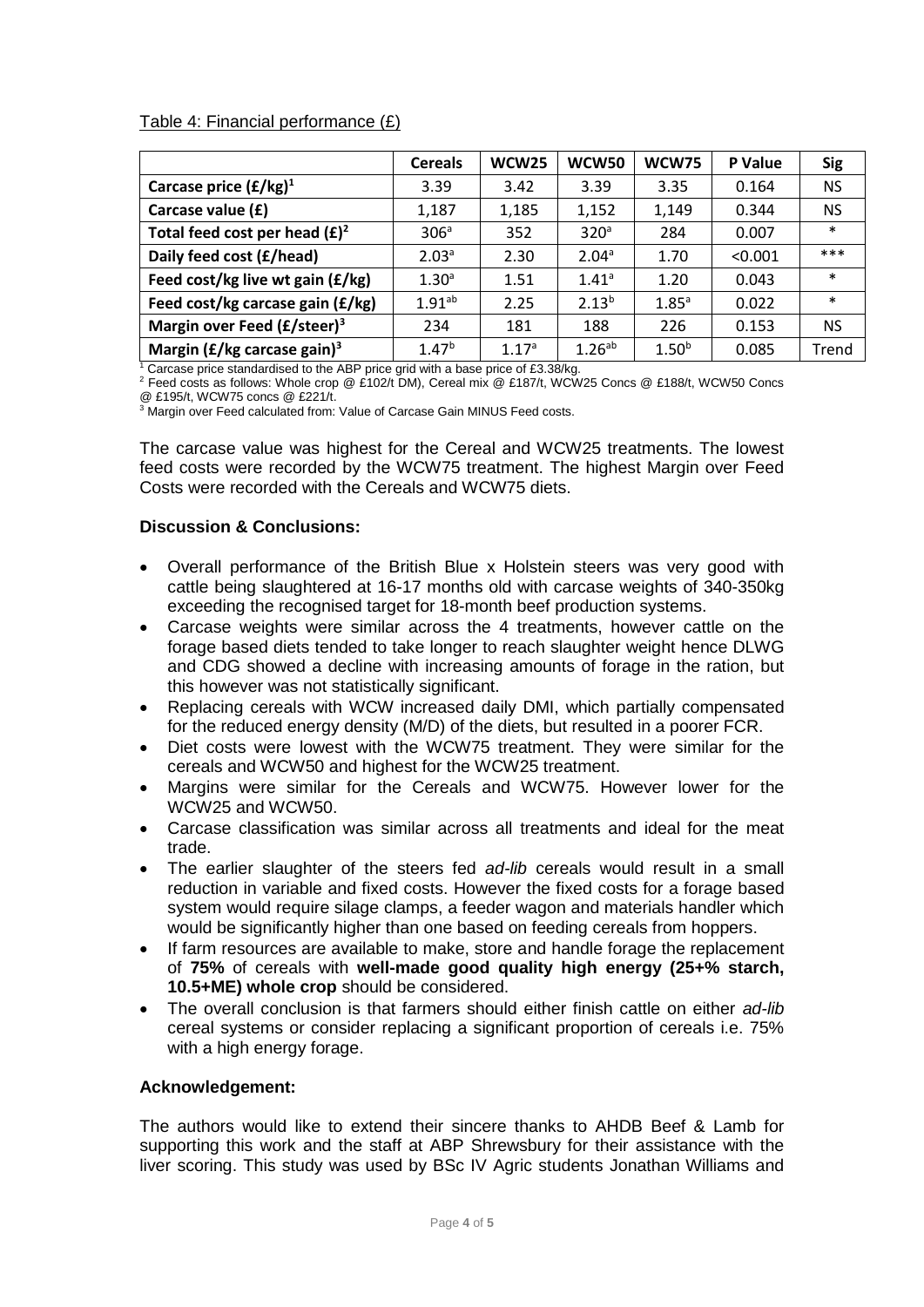Table 4: Financial performance (£)

| | Cereals | WCW25 | WCW50 | WCW75 | P Value | Sig |
|---|---|---|---|---|---|---|
| **Carcase price (£/kg)[1]** | 3.39 | 3.42 | 3.39 | 3.35 | 0.164 | NS |
| **Carcase value (£)** | 1,187 | 1,185 | 1,152 | 1,149 | 0.344 | NS |
| **Total feed cost per head (£)[2]** | 306[a] | 352 | 320[a] | 284 | 0.007 | * |
| **Daily feed cost (£/head)** | 2.03[a] | 2.30 | 2.04[a] | 1.70 | <0.001 | *** |
| **Feed cost/kg live wt gain (£/kg)** | 1.30[a] | 1.51 | 1.41[a] | 1.20 | 0.043 | * |
| **Feed cost/kg carcase gain (£/kg)** | 1.91[ab] | 2.25 | 2.13[b] | 1.85[a] | 0.022 | * |
| **Margin over Feed (£/steer)[3]** | 234 | 181 | 188 | 226 | 0.153 | NS |
| **Margin (£/kg carcase gain)[3]** | 1.47[b] | 1.17[a] | 1.26[ab] | 1.50[b] | 0.085 | Trend |

[1] Carcase price standardised to the ABP price grid with a base price of £3.38/kg.
[2] Feed costs as follows: Whole crop @ £102/t DM), Cereal mix @ £187/t, WCW25 Concs @ £188/t, WCW50 Concs @ £195/t, WCW75 concs @ £221/t.
[3] Margin over Feed calculated from: Value of Carcase Gain MINUS Feed costs.

The carcase value was highest for the Cereal and WCW25 treatments. The lowest feed costs were recorded by the WCW75 treatment. The highest Margin over Feed Costs were recorded with the Cereals and WCW75 diets.

**Discussion & Conclusions:**

- Overall performance of the British Blue x Holstein steers was very good with cattle being slaughtered at 16-17 months old with carcase weights of 340-350kg exceeding the recognised target for 18-month beef production systems.
- Carcase weights were similar across the 4 treatments, however cattle on the forage based diets tended to take longer to reach slaughter weight hence DLWG and CDG showed a decline with increasing amounts of forage in the ration, but this however was not statistically significant.
- Replacing cereals with WCW increased daily DMI, which partially compensated for the reduced energy density (M/D) of the diets, but resulted in a poorer FCR.
- Diet costs were lowest with the WCW75 treatment. They were similar for the cereals and WCW50 and highest for the WCW25 treatment.
- Margins were similar for the Cereals and WCW75. However lower for the WCW25 and WCW50.
- Carcase classification was similar across all treatments and ideal for the meat trade.
- The earlier slaughter of the steers fed *ad-lib* cereals would result in a small reduction in variable and fixed costs. However the fixed costs for a forage based system would require silage clamps, a feeder wagon and materials handler which would be significantly higher than one based on feeding cereals from hoppers.
- If farm resources are available to make, store and handle forage the replacement of **75%** of cereals with **well-made good quality high energy (25+% starch, 10.5+ME) whole crop** should be considered.
- The overall conclusion is that farmers should either finish cattle on either *ad-lib* cereal systems or consider replacing a significant proportion of cereals i.e. 75% with a high energy forage.

**Acknowledgement:**

The authors would like to extend their sincere thanks to AHDB Beef & Lamb for supporting this work and the staff at ABP Shrewsbury for their assistance with the liver scoring. This study was used by BSc IV Agric students Jonathan Williams and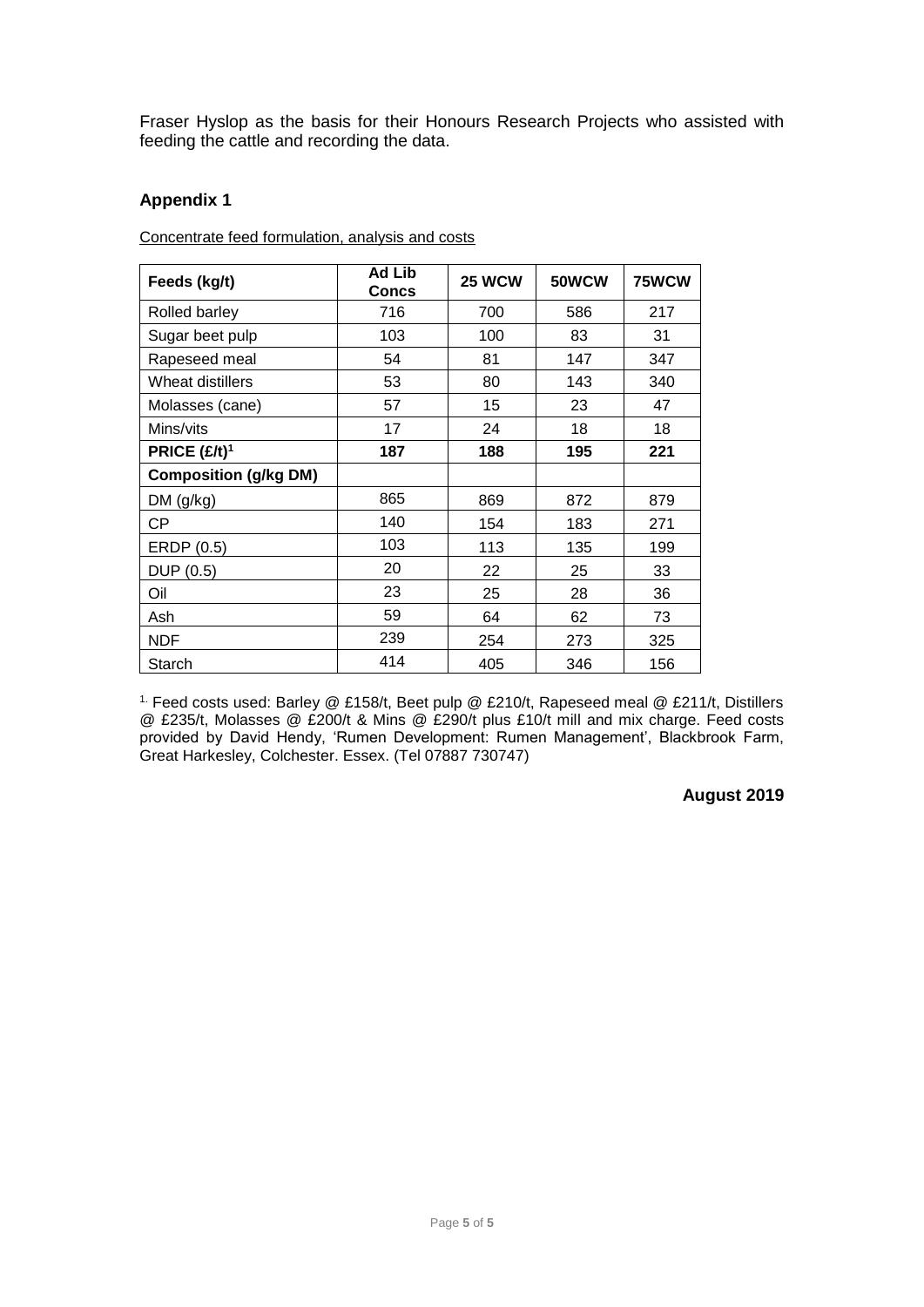Fraser Hyslop as the basis for their Honours Research Projects who assisted with feeding the cattle and recording the data.

## Appendix 1

Concentrate feed formulation, analysis and costs

| Feeds (kg/t) | Ad Lib Concs | 25 WCW | 50WCW | 75WCW |
|---|---|---|---|---|
| Rolled barley | 716 | 700 | 586 | 217 |
| Sugar beet pulp | 103 | 100 | 83 | 31 |
| Rapeseed meal | 54 | 81 | 147 | 347 |
| Wheat distillers | 53 | 80 | 143 | 340 |
| Molasses (cane) | 57 | 15 | 23 | 47 |
| Mins/vits | 17 | 24 | 18 | 18 |
| **PRICE (£/t)[1]** | **187** | **188** | **195** | **221** |
| **Composition (g/kg DM)** | | | | |
| DM (g/kg) | 865 | 869 | 872 | 879 |
| CP | 140 | 154 | 183 | 271 |
| ERDP (0.5) | 103 | 113 | 135 | 199 |
| DUP (0.5) | 20 | 22 | 25 | 33 |
| Oil | 23 | 25 | 28 | 36 |
| Ash | 59 | 64 | 62 | 73 |
| NDF | 239 | 254 | 273 | 325 |
| Starch | 414 | 405 | 346 | 156 |

[1.] Feed costs used: Barley @ £158/t, Beet pulp @ £210/t, Rapeseed meal @ £211/t, Distillers @ £235/t, Molasses @ £200/t & Mins @ £290/t plus £10/t mill and mix charge. Feed costs provided by David Hendy, 'Rumen Development: Rumen Management', Blackbrook Farm, Great Harkesley, Colchester. Essex. (Tel 07887 730747)

**August 2019**